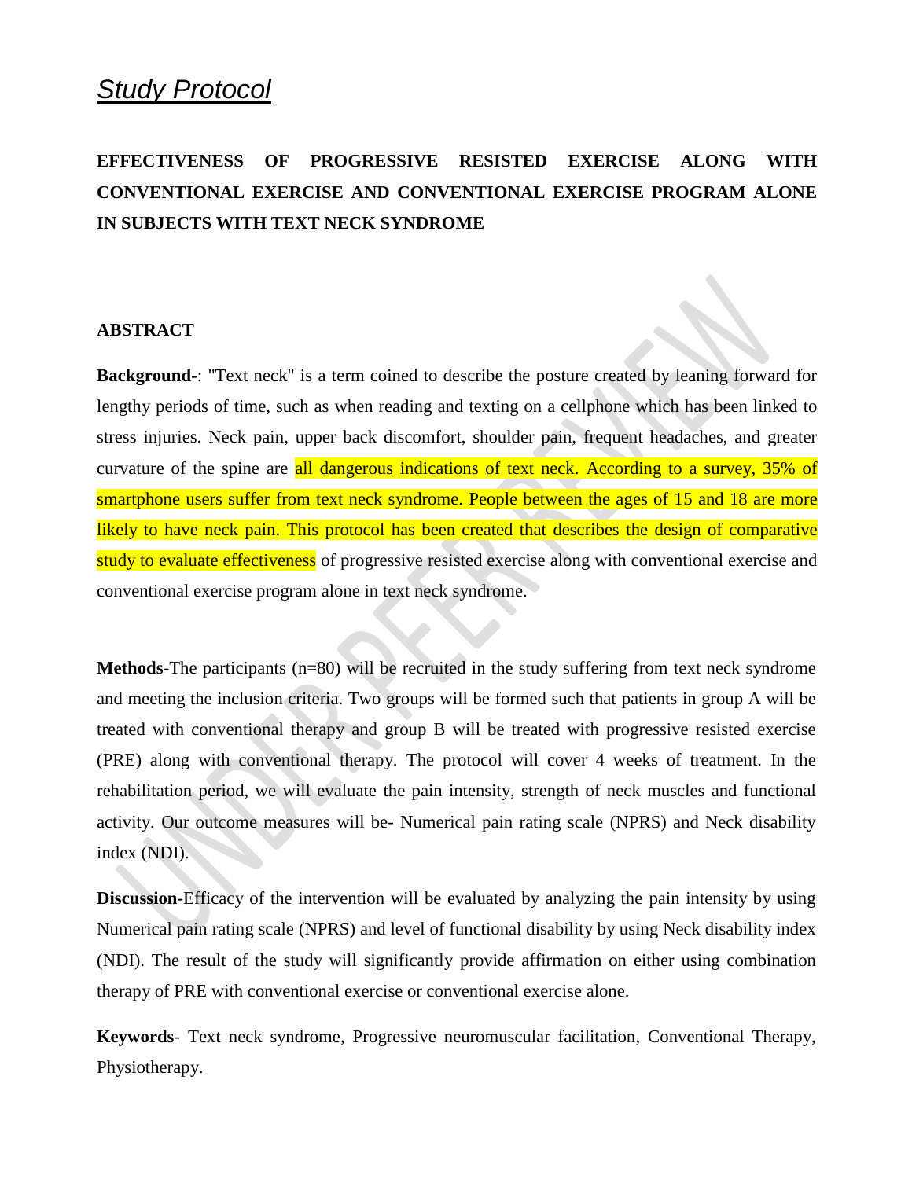# *Study Protocol*

**EFFECTIVENESS OF PROGRESSIVE RESISTED EXERCISE ALONG WITH CONVENTIONAL EXERCISE AND CONVENTIONAL EXERCISE PROGRAM ALONE IN SUBJECTS WITH TEXT NECK SYNDROME**

**ABSTRACT**

**Background-**: "Text neck" is a term coined to describe the posture created by leaning forward for lengthy periods of time, such as when reading and texting on a cellphone which has been linked to stress injuries. Neck pain, upper back discomfort, shoulder pain, frequent headaches, and greater curvature of the spine are all dangerous indications of text neck. According to a survey, 35% of smartphone users suffer from text neck syndrome. People between the ages of 15 and 18 are more likely to have neck pain. This protocol has been created that describes the design of comparative study to evaluate effectiveness of progressive resisted exercise along with conventional exercise and conventional exercise program alone in text neck syndrome.

**Methods-**The participants (n=80) will be recruited in the study suffering from text neck syndrome and meeting the inclusion criteria. Two groups will be formed such that patients in group A will be treated with conventional therapy and group B will be treated with progressive resisted exercise (PRE) along with conventional therapy. The protocol will cover 4 weeks of treatment. In the rehabilitation period, we will evaluate the pain intensity, strength of neck muscles and functional activity. Our outcome measures will be- Numerical pain rating scale (NPRS) and Neck disability index (NDI).

**Discussion-**Efficacy of the intervention will be evaluated by analyzing the pain intensity by using Numerical pain rating scale (NPRS) and level of functional disability by using Neck disability index (NDI). The result of the study will significantly provide affirmation on either using combination therapy of PRE with conventional exercise or conventional exercise alone.

**Keywords-** Text neck syndrome, Progressive neuromuscular facilitation, Conventional Therapy, Physiotherapy.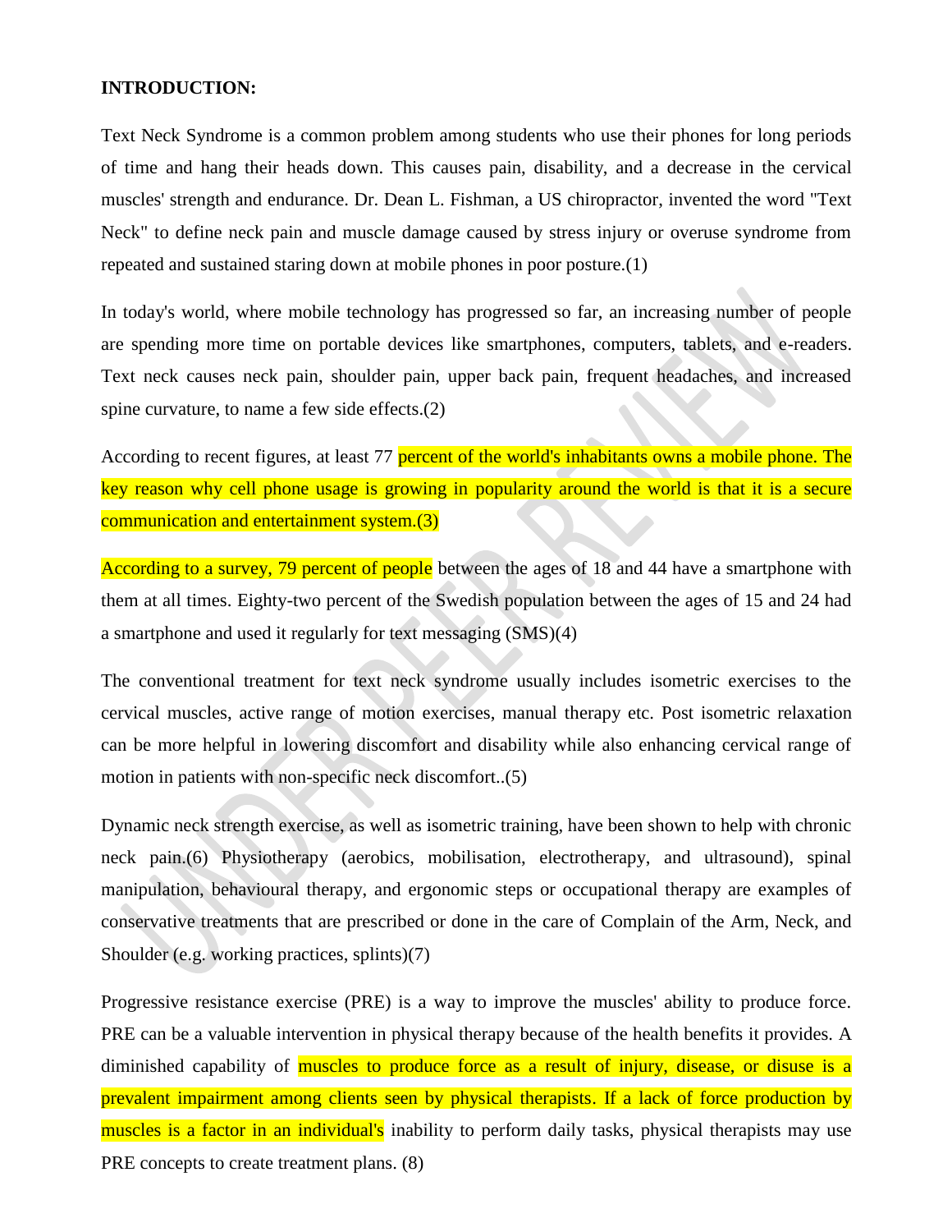**INTRODUCTION:**

Text Neck Syndrome is a common problem among students who use their phones for long periods of time and hang their heads down. This causes pain, disability, and a decrease in the cervical muscles' strength and endurance. Dr. Dean L. Fishman, a US chiropractor, invented the word "Text Neck" to define neck pain and muscle damage caused by stress injury or overuse syndrome from repeated and sustained staring down at mobile phones in poor posture.(1)

In today's world, where mobile technology has progressed so far, an increasing number of people are spending more time on portable devices like smartphones, computers, tablets, and e-readers. Text neck causes neck pain, shoulder pain, upper back pain, frequent headaches, and increased spine curvature, to name a few side effects.(2)

According to recent figures, at least 77 percent of the world's inhabitants owns a mobile phone. The key reason why cell phone usage is growing in popularity around the world is that it is a secure communication and entertainment system.(3)

According to a survey, 79 percent of people between the ages of 18 and 44 have a smartphone with them at all times. Eighty-two percent of the Swedish population between the ages of 15 and 24 had a smartphone and used it regularly for text messaging (SMS)(4)

The conventional treatment for text neck syndrome usually includes isometric exercises to the cervical muscles, active range of motion exercises, manual therapy etc. Post isometric relaxation can be more helpful in lowering discomfort and disability while also enhancing cervical range of motion in patients with non-specific neck discomfort..(5)

Dynamic neck strength exercise, as well as isometric training, have been shown to help with chronic neck pain.(6) Physiotherapy (aerobics, mobilisation, electrotherapy, and ultrasound), spinal manipulation, behavioural therapy, and ergonomic steps or occupational therapy are examples of conservative treatments that are prescribed or done in the care of Complain of the Arm, Neck, and Shoulder (e.g. working practices, splints)(7)

Progressive resistance exercise (PRE) is a way to improve the muscles' ability to produce force. PRE can be a valuable intervention in physical therapy because of the health benefits it provides. A diminished capability of muscles to produce force as a result of injury, disease, or disuse is a prevalent impairment among clients seen by physical therapists. If a lack of force production by muscles is a factor in an individual's inability to perform daily tasks, physical therapists may use PRE concepts to create treatment plans. (8)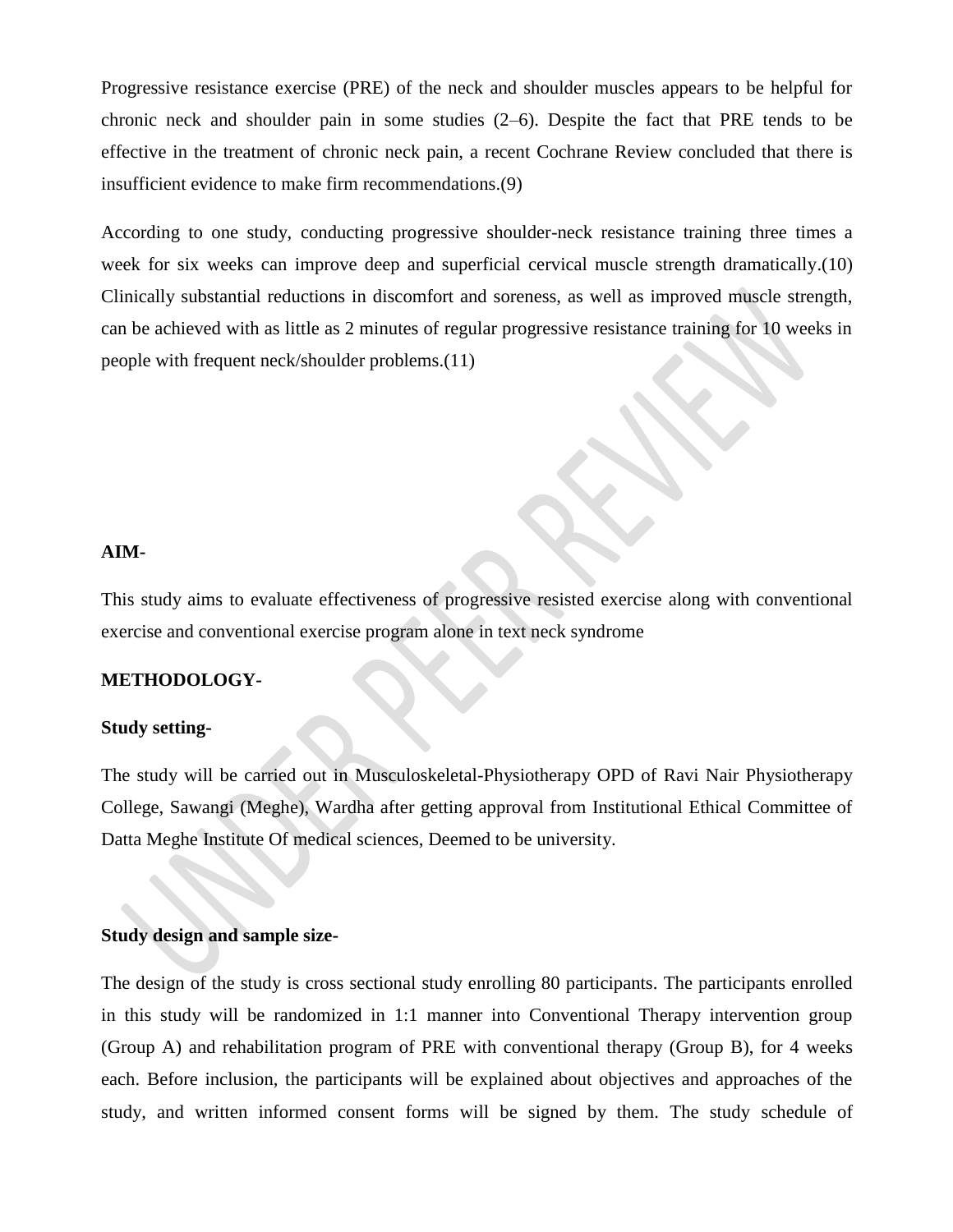Progressive resistance exercise (PRE) of the neck and shoulder muscles appears to be helpful for chronic neck and shoulder pain in some studies (2–6). Despite the fact that PRE tends to be effective in the treatment of chronic neck pain, a recent Cochrane Review concluded that there is insufficient evidence to make firm recommendations.(9)

According to one study, conducting progressive shoulder-neck resistance training three times a week for six weeks can improve deep and superficial cervical muscle strength dramatically.(10) Clinically substantial reductions in discomfort and soreness, as well as improved muscle strength, can be achieved with as little as 2 minutes of regular progressive resistance training for 10 weeks in people with frequent neck/shoulder problems.(11)

**AIM-**

This study aims to evaluate effectiveness of progressive resisted exercise along with conventional exercise and conventional exercise program alone in text neck syndrome

**METHODOLOGY-**

**Study setting-**

The study will be carried out in Musculoskeletal-Physiotherapy OPD of Ravi Nair Physiotherapy College, Sawangi (Meghe), Wardha after getting approval from Institutional Ethical Committee of Datta Meghe Institute Of medical sciences, Deemed to be university.

**Study design and sample size-**

The design of the study is cross sectional study enrolling 80 participants. The participants enrolled in this study will be randomized in 1:1 manner into Conventional Therapy intervention group (Group A) and rehabilitation program of PRE with conventional therapy (Group B), for 4 weeks each. Before inclusion, the participants will be explained about objectives and approaches of the study, and written informed consent forms will be signed by them. The study schedule of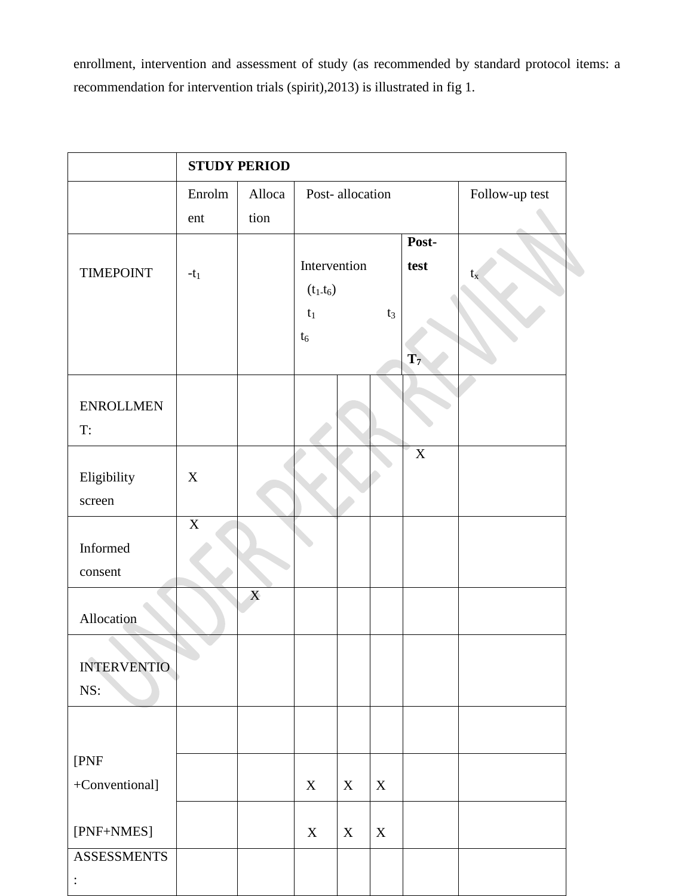enrollment, intervention and assessment of study (as recommended by standard protocol items: a recommendation for intervention trials (spirit),2013) is illustrated in fig 1.

| | **STUDY PERIOD** | | | | | | |
|---|---|---|---|---|---|---|---|
| | Enrolment | Allocation | Post- allocation | | | | Follow-up test |
| TIMEPOINT | $-t_1$ | | Intervention ($t_1$-$t_6$) $t_1$ | $t_3$ | $t_6$ | **Post-test** **$T_7$** | $t_x$ |
| ENROLLMENT: | | | | | | | |
| Eligibility screen | X | | | | | X | |
| Informed consent | X | | | | | | |
| Allocation | | X | | | | | |
| INTERVENTIONS: | | | | | | | |
| | | | | | | | |
| [PNF +Conventional] | | | X | X | X | | |
| [PNF+NMES] | | | X | X | X | | |
| ASSESSMENTS: | | | | | | | |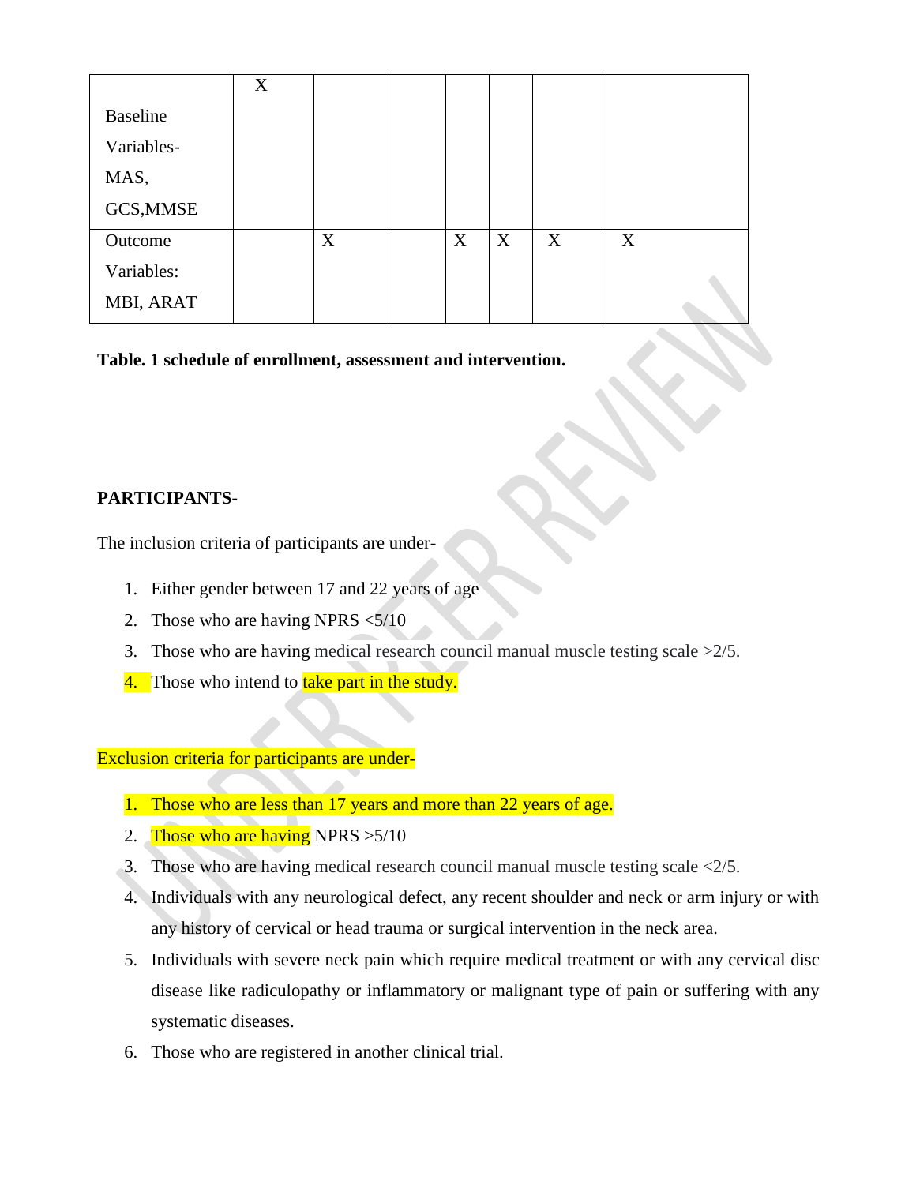| | | | | | | | |
|---|---|---|---|---|---|---|---|
| Baseline Variables- MAS, GCS,MMSE | X | | | | | | |
| Outcome Variables: MBI, ARAT | | X | | X | X | X | X |

**Table. 1 schedule of enrollment, assessment and intervention.**

**PARTICIPANTS-**

The inclusion criteria of participants are under-

1. Either gender between 17 and 22 years of age
2. Those who are having NPRS <5/10
3. Those who are having medical research council manual muscle testing scale >2/5.
4. Those who intend to take part in the study.

Exclusion criteria for participants are under-

1. Those who are less than 17 years and more than 22 years of age.
2. Those who are having NPRS >5/10
3. Those who are having medical research council manual muscle testing scale <2/5.
4. Individuals with any neurological defect, any recent shoulder and neck or arm injury or with any history of cervical or head trauma or surgical intervention in the neck area.
5. Individuals with severe neck pain which require medical treatment or with any cervical disc disease like radiculopathy or inflammatory or malignant type of pain or suffering with any systematic diseases.
6. Those who are registered in another clinical trial.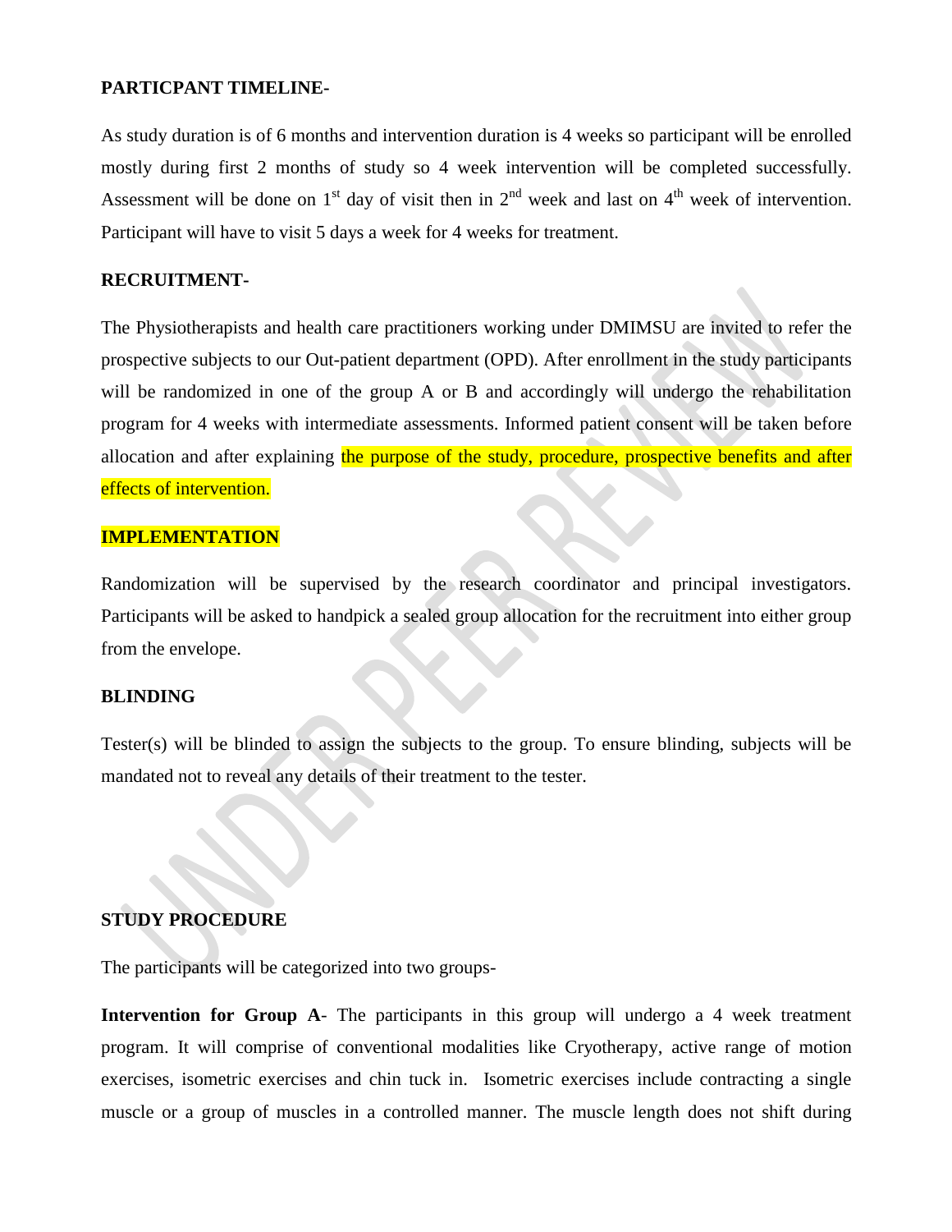**PARTICPANT TIMELINE-**

As study duration is of 6 months and intervention duration is 4 weeks so participant will be enrolled mostly during first 2 months of study so 4 week intervention will be completed successfully. Assessment will be done on 1st day of visit then in 2nd week and last on 4th week of intervention. Participant will have to visit 5 days a week for 4 weeks for treatment.

**RECRUITMENT-**

The Physiotherapists and health care practitioners working under DMIMSU are invited to refer the prospective subjects to our Out-patient department (OPD). After enrollment in the study participants will be randomized in one of the group A or B and accordingly will undergo the rehabilitation program for 4 weeks with intermediate assessments. Informed patient consent will be taken before allocation and after explaining the purpose of the study, procedure, prospective benefits and after effects of intervention.

**IMPLEMENTATION**

Randomization will be supervised by the research coordinator and principal investigators. Participants will be asked to handpick a sealed group allocation for the recruitment into either group from the envelope.

**BLINDING**

Tester(s) will be blinded to assign the subjects to the group. To ensure blinding, subjects will be mandated not to reveal any details of their treatment to the tester.

**STUDY PROCEDURE**

The participants will be categorized into two groups-

**Intervention for Group A**- The participants in this group will undergo a 4 week treatment program. It will comprise of conventional modalities like Cryotherapy, active range of motion exercises, isometric exercises and chin tuck in. Isometric exercises include contracting a single muscle or a group of muscles in a controlled manner. The muscle length does not shift during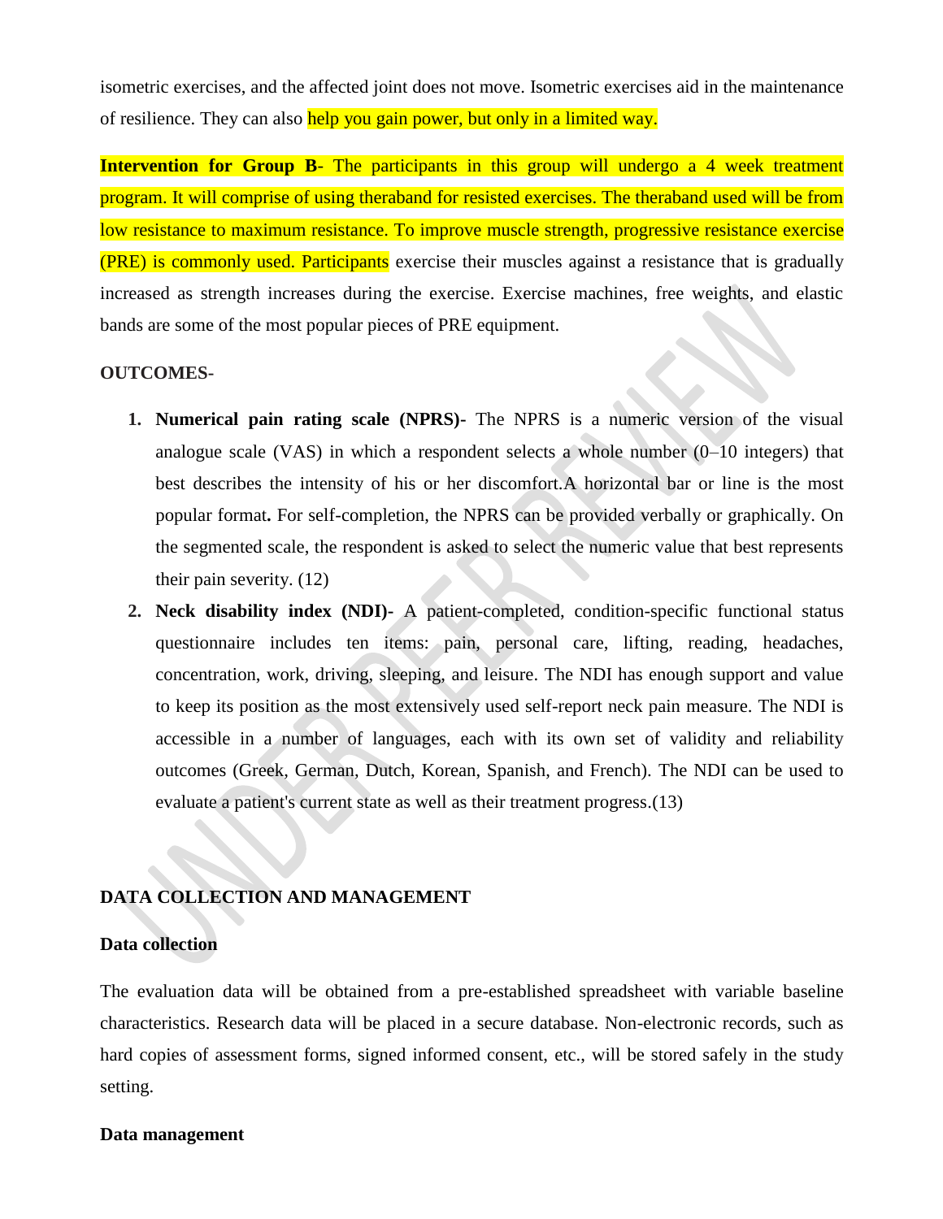isometric exercises, and the affected joint does not move. Isometric exercises aid in the maintenance of resilience. They can also help you gain power, but only in a limited way.

**Intervention for Group B**- The participants in this group will undergo a 4 week treatment program. It will comprise of using theraband for resisted exercises. The theraband used will be from low resistance to maximum resistance. To improve muscle strength, progressive resistance exercise (PRE) is commonly used. Participants exercise their muscles against a resistance that is gradually increased as strength increases during the exercise. Exercise machines, free weights, and elastic bands are some of the most popular pieces of PRE equipment.

**OUTCOMES-**

1. **Numerical pain rating scale (NPRS)-** The NPRS is a numeric version of the visual analogue scale (VAS) in which a respondent selects a whole number (0–10 integers) that best describes the intensity of his or her discomfort.A horizontal bar or line is the most popular format**.** For self-completion, the NPRS can be provided verbally or graphically. On the segmented scale, the respondent is asked to select the numeric value that best represents their pain severity. (12)
2. **Neck disability index (NDI)-** A patient-completed, condition-specific functional status questionnaire includes ten items: pain, personal care, lifting, reading, headaches, concentration, work, driving, sleeping, and leisure. The NDI has enough support and value to keep its position as the most extensively used self-report neck pain measure. The NDI is accessible in a number of languages, each with its own set of validity and reliability outcomes (Greek, German, Dutch, Korean, Spanish, and French). The NDI can be used to evaluate a patient's current state as well as their treatment progress.(13)

**DATA COLLECTION AND MANAGEMENT**

**Data collection**

The evaluation data will be obtained from a pre-established spreadsheet with variable baseline characteristics. Research data will be placed in a secure database. Non-electronic records, such as hard copies of assessment forms, signed informed consent, etc., will be stored safely in the study setting.

**Data management**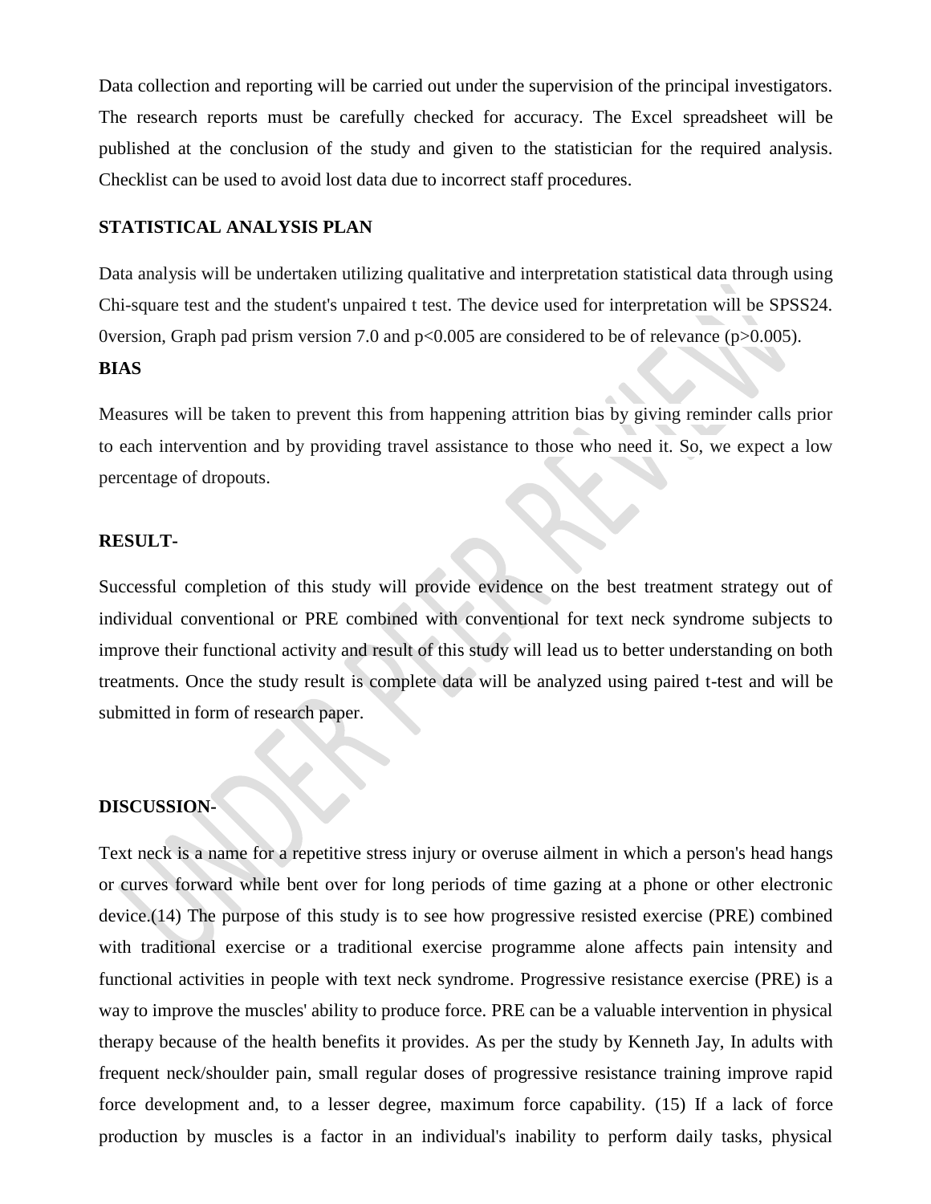Data collection and reporting will be carried out under the supervision of the principal investigators. The research reports must be carefully checked for accuracy. The Excel spreadsheet will be published at the conclusion of the study and given to the statistician for the required analysis. Checklist can be used to avoid lost data due to incorrect staff procedures.

## STATISTICAL ANALYSIS PLAN

Data analysis will be undertaken utilizing qualitative and interpretation statistical data through using Chi-square test and the student's unpaired t test. The device used for interpretation will be SPSS24. 0version, Graph pad prism version 7.0 and $p<0.005$ are considered to be of relevance ($p>0.005$).

## BIAS

Measures will be taken to prevent this from happening attrition bias by giving reminder calls prior to each intervention and by providing travel assistance to those who need it. So, we expect a low percentage of dropouts.

## RESULT-

Successful completion of this study will provide evidence on the best treatment strategy out of individual conventional or PRE combined with conventional for text neck syndrome subjects to improve their functional activity and result of this study will lead us to better understanding on both treatments. Once the study result is complete data will be analyzed using paired t-test and will be submitted in form of research paper.

## DISCUSSION-

Text neck is a name for a repetitive stress injury or overuse ailment in which a person's head hangs or curves forward while bent over for long periods of time gazing at a phone or other electronic device.(14) The purpose of this study is to see how progressive resisted exercise (PRE) combined with traditional exercise or a traditional exercise programme alone affects pain intensity and functional activities in people with text neck syndrome. Progressive resistance exercise (PRE) is a way to improve the muscles' ability to produce force. PRE can be a valuable intervention in physical therapy because of the health benefits it provides. As per the study by Kenneth Jay, In adults with frequent neck/shoulder pain, small regular doses of progressive resistance training improve rapid force development and, to a lesser degree, maximum force capability. (15) If a lack of force production by muscles is a factor in an individual's inability to perform daily tasks, physical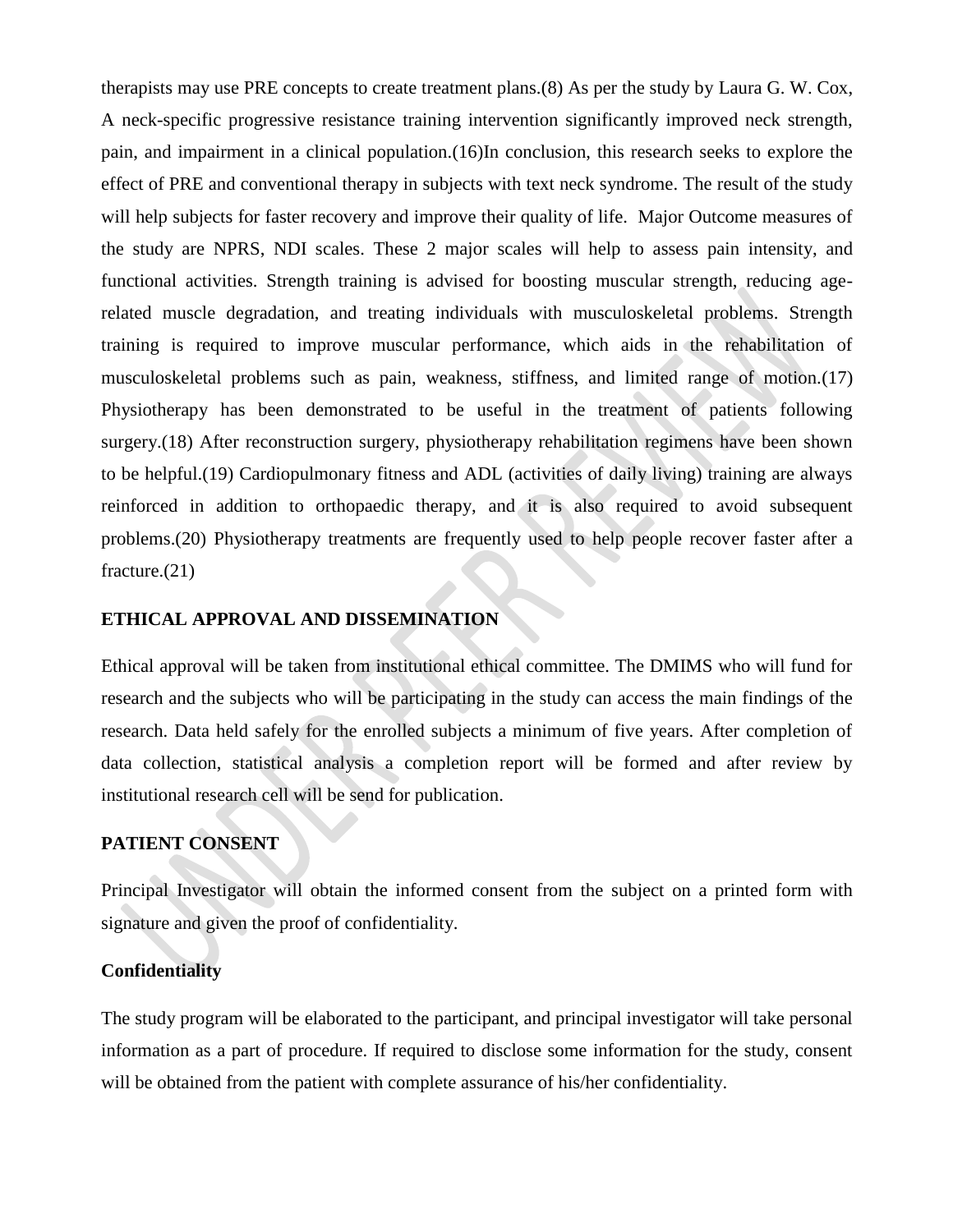therapists may use PRE concepts to create treatment plans.(8) As per the study by Laura G. W. Cox, A neck-specific progressive resistance training intervention significantly improved neck strength, pain, and impairment in a clinical population.(16)In conclusion, this research seeks to explore the effect of PRE and conventional therapy in subjects with text neck syndrome. The result of the study will help subjects for faster recovery and improve their quality of life. Major Outcome measures of the study are NPRS, NDI scales. These 2 major scales will help to assess pain intensity, and functional activities. Strength training is advised for boosting muscular strength, reducing age-related muscle degradation, and treating individuals with musculoskeletal problems. Strength training is required to improve muscular performance, which aids in the rehabilitation of musculoskeletal problems such as pain, weakness, stiffness, and limited range of motion.(17) Physiotherapy has been demonstrated to be useful in the treatment of patients following surgery.(18) After reconstruction surgery, physiotherapy rehabilitation regimens have been shown to be helpful.(19) Cardiopulmonary fitness and ADL (activities of daily living) training are always reinforced in addition to orthopaedic therapy, and it is also required to avoid subsequent problems.(20) Physiotherapy treatments are frequently used to help people recover faster after a fracture.(21)

## ETHICAL APPROVAL AND DISSEMINATION

Ethical approval will be taken from institutional ethical committee. The DMIMS who will fund for research and the subjects who will be participating in the study can access the main findings of the research. Data held safely for the enrolled subjects a minimum of five years. After completion of data collection, statistical analysis a completion report will be formed and after review by institutional research cell will be send for publication.

## PATIENT CONSENT

Principal Investigator will obtain the informed consent from the subject on a printed form with signature and given the proof of confidentiality.

### Confidentiality

The study program will be elaborated to the participant, and principal investigator will take personal information as a part of procedure. If required to disclose some information for the study, consent will be obtained from the patient with complete assurance of his/her confidentiality.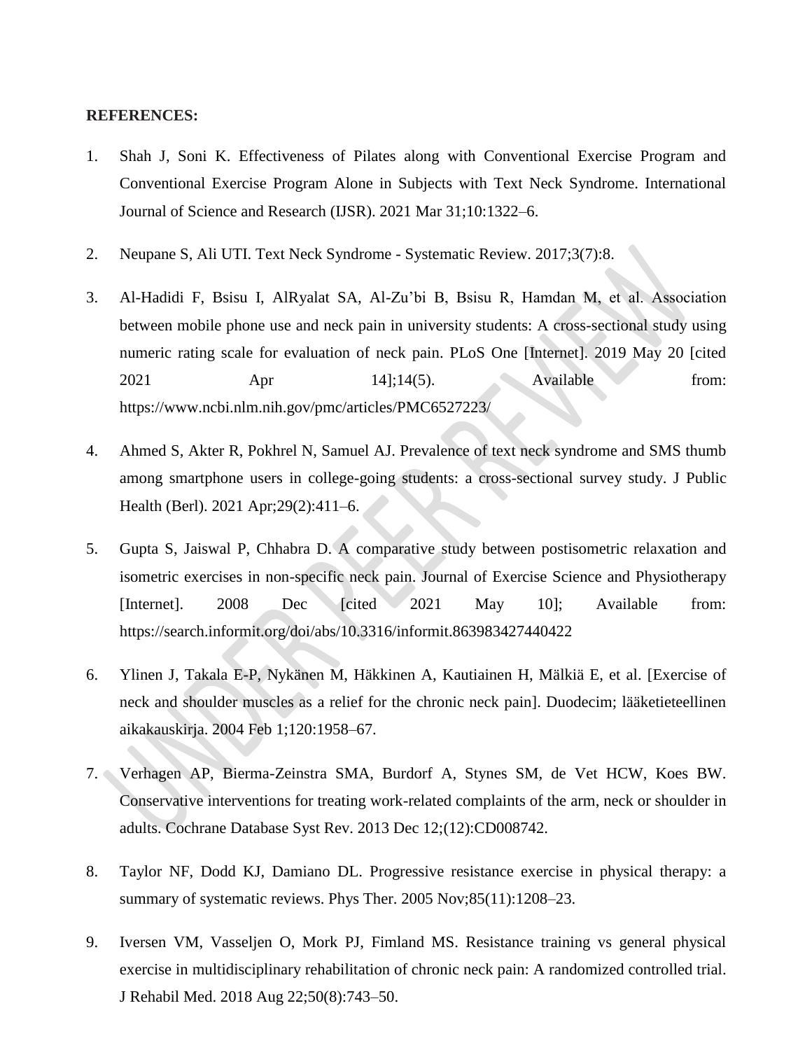**REFERENCES:**

1. Shah J, Soni K. Effectiveness of Pilates along with Conventional Exercise Program and Conventional Exercise Program Alone in Subjects with Text Neck Syndrome. International Journal of Science and Research (IJSR). 2021 Mar 31;10:1322–6.

2. Neupane S, Ali UTI. Text Neck Syndrome - Systematic Review. 2017;3(7):8.

3. Al-Hadidi F, Bsisu I, AlRyalat SA, Al-Zu'bi B, Bsisu R, Hamdan M, et al. Association between mobile phone use and neck pain in university students: A cross-sectional study using numeric rating scale for evaluation of neck pain. PLoS One [Internet]. 2019 May 20 [cited 2021 Apr 14];14(5). Available from: https://www.ncbi.nlm.nih.gov/pmc/articles/PMC6527223/

4. Ahmed S, Akter R, Pokhrel N, Samuel AJ. Prevalence of text neck syndrome and SMS thumb among smartphone users in college-going students: a cross-sectional survey study. J Public Health (Berl). 2021 Apr;29(2):411–6.

5. Gupta S, Jaiswal P, Chhabra D. A comparative study between postisometric relaxation and isometric exercises in non-specific neck pain. Journal of Exercise Science and Physiotherapy [Internet]. 2008 Dec [cited 2021 May 10]; Available from: https://search.informit.org/doi/abs/10.3316/informit.863983427440422

6. Ylinen J, Takala E-P, Nykänen M, Häkkinen A, Kautiainen H, Mälkiä E, et al. [Exercise of neck and shoulder muscles as a relief for the chronic neck pain]. Duodecim; lääketieteellinen aikakauskirja. 2004 Feb 1;120:1958–67.

7. Verhagen AP, Bierma-Zeinstra SMA, Burdorf A, Stynes SM, de Vet HCW, Koes BW. Conservative interventions for treating work-related complaints of the arm, neck or shoulder in adults. Cochrane Database Syst Rev. 2013 Dec 12;(12):CD008742.

8. Taylor NF, Dodd KJ, Damiano DL. Progressive resistance exercise in physical therapy: a summary of systematic reviews. Phys Ther. 2005 Nov;85(11):1208–23.

9. Iversen VM, Vasseljen O, Mork PJ, Fimland MS. Resistance training vs general physical exercise in multidisciplinary rehabilitation of chronic neck pain: A randomized controlled trial. J Rehabil Med. 2018 Aug 22;50(8):743–50.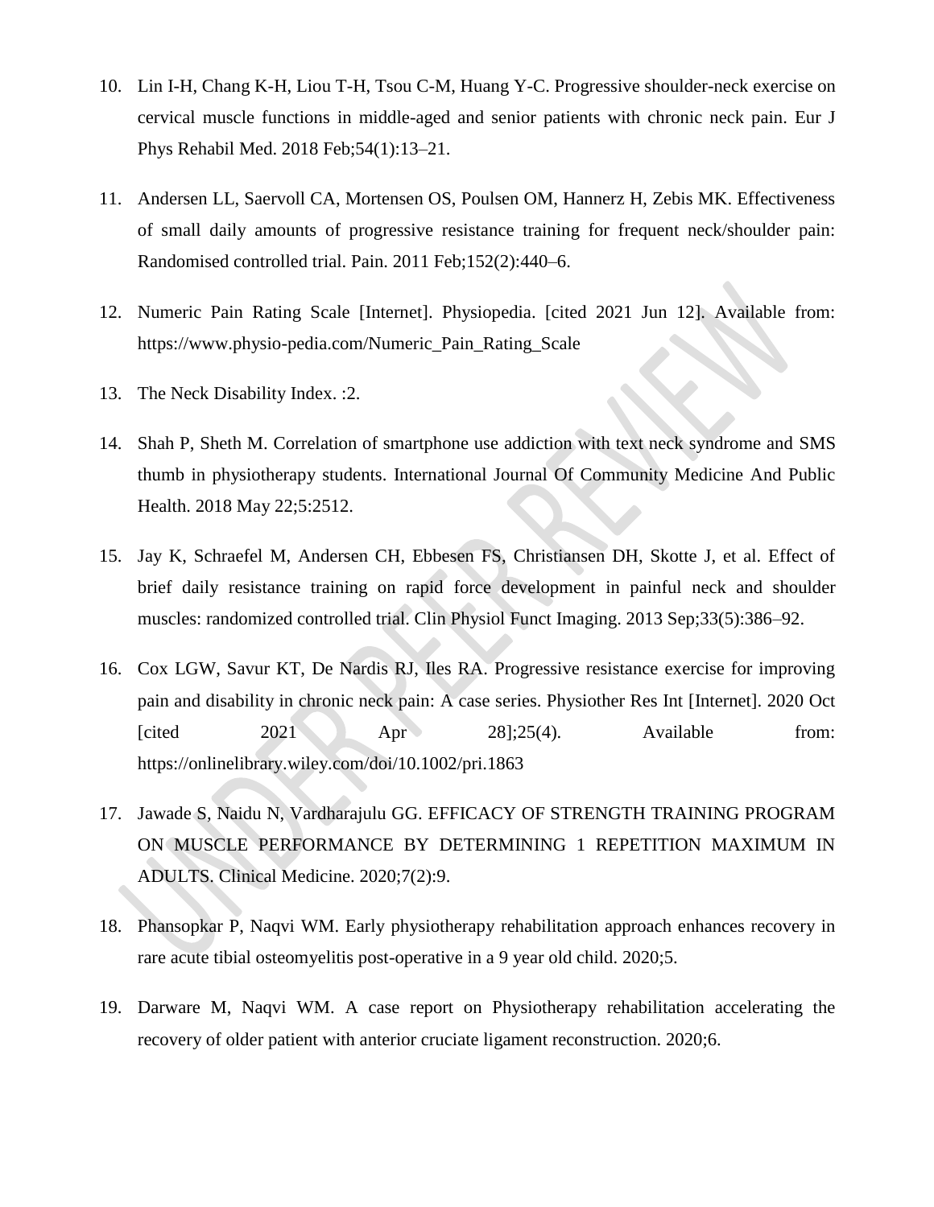10. Lin I-H, Chang K-H, Liou T-H, Tsou C-M, Huang Y-C. Progressive shoulder-neck exercise on cervical muscle functions in middle-aged and senior patients with chronic neck pain. Eur J Phys Rehabil Med. 2018 Feb;54(1):13–21.

11. Andersen LL, Saervoll CA, Mortensen OS, Poulsen OM, Hannerz H, Zebis MK. Effectiveness of small daily amounts of progressive resistance training for frequent neck/shoulder pain: Randomised controlled trial. Pain. 2011 Feb;152(2):440–6.

12. Numeric Pain Rating Scale [Internet]. Physiopedia. [cited 2021 Jun 12]. Available from: https://www.physio-pedia.com/Numeric_Pain_Rating_Scale

13. The Neck Disability Index. :2.

14. Shah P, Sheth M. Correlation of smartphone use addiction with text neck syndrome and SMS thumb in physiotherapy students. International Journal Of Community Medicine And Public Health. 2018 May 22;5:2512.

15. Jay K, Schraefel M, Andersen CH, Ebbesen FS, Christiansen DH, Skotte J, et al. Effect of brief daily resistance training on rapid force development in painful neck and shoulder muscles: randomized controlled trial. Clin Physiol Funct Imaging. 2013 Sep;33(5):386–92.

16. Cox LGW, Savur KT, De Nardis RJ, Iles RA. Progressive resistance exercise for improving pain and disability in chronic neck pain: A case series. Physiother Res Int [Internet]. 2020 Oct [cited 2021 Apr 28];25(4). Available from: https://onlinelibrary.wiley.com/doi/10.1002/pri.1863

17. Jawade S, Naidu N, Vardharajulu GG. EFFICACY OF STRENGTH TRAINING PROGRAM ON MUSCLE PERFORMANCE BY DETERMINING 1 REPETITION MAXIMUM IN ADULTS. Clinical Medicine. 2020;7(2):9.

18. Phansopkar P, Naqvi WM. Early physiotherapy rehabilitation approach enhances recovery in rare acute tibial osteomyelitis post-operative in a 9 year old child. 2020;5.

19. Darware M, Naqvi WM. A case report on Physiotherapy rehabilitation accelerating the recovery of older patient with anterior cruciate ligament reconstruction. 2020;6.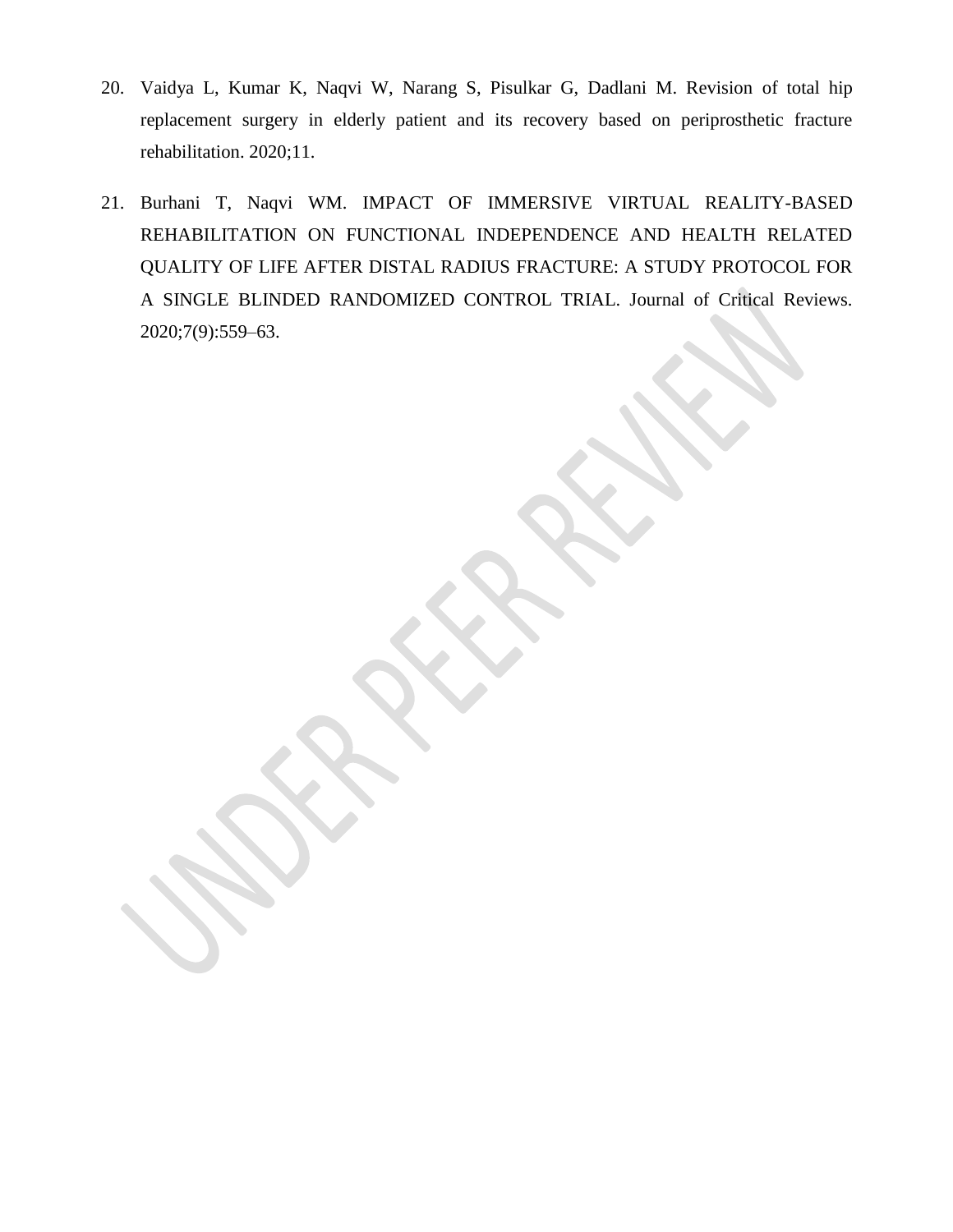20. Vaidya L, Kumar K, Naqvi W, Narang S, Pisulkar G, Dadlani M. Revision of total hip replacement surgery in elderly patient and its recovery based on periprosthetic fracture rehabilitation. 2020;11.

21. Burhani T, Naqvi WM. IMPACT OF IMMERSIVE VIRTUAL REALITY-BASED REHABILITATION ON FUNCTIONAL INDEPENDENCE AND HEALTH RELATED QUALITY OF LIFE AFTER DISTAL RADIUS FRACTURE: A STUDY PROTOCOL FOR A SINGLE BLINDED RANDOMIZED CONTROL TRIAL. Journal of Critical Reviews. 2020;7(9):559–63.